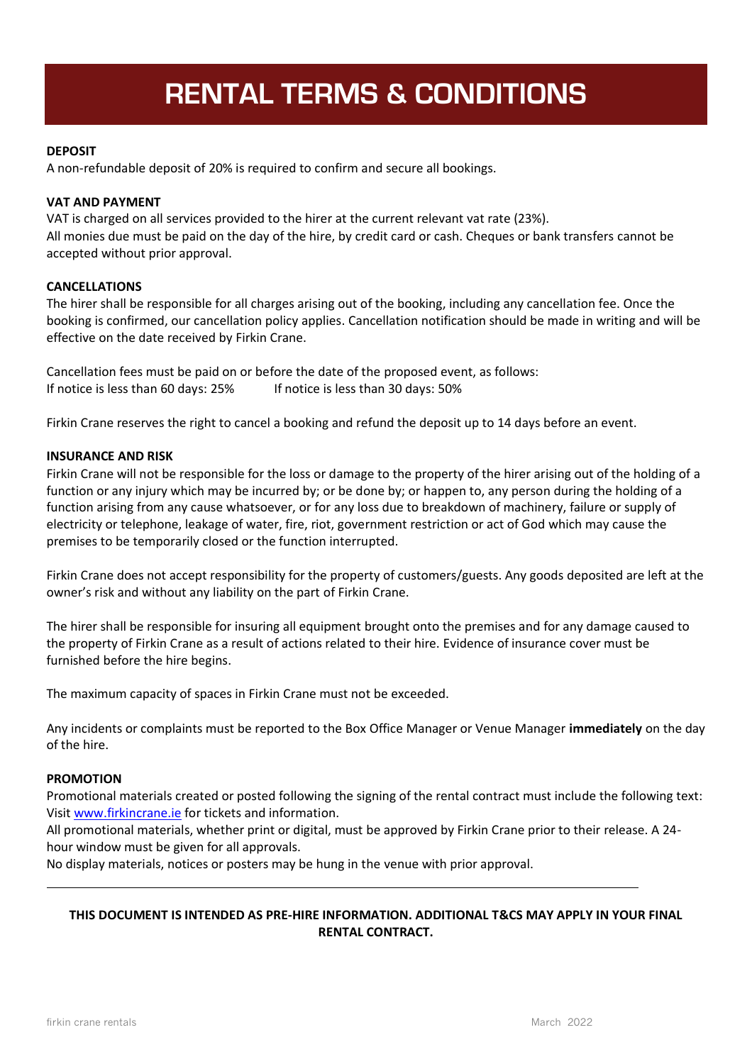# RENTAL TERMS & CONDITIONS

**DEPOSIT**

A non-refundable deposit of 20% is required to confirm and secure all bookings.

**VAT AND PAYMENT**

VAT is charged on all services provided to the hirer at the current relevant vat rate (23%).
All monies due must be paid on the day of the hire, by credit card or cash. Cheques or bank transfers cannot be accepted without prior approval.

**CANCELLATIONS**

The hirer shall be responsible for all charges arising out of the booking, including any cancellation fee. Once the booking is confirmed, our cancellation policy applies. Cancellation notification should be made in writing and will be effective on the date received by Firkin Crane.

Cancellation fees must be paid on or before the date of the proposed event, as follows:
If notice is less than 60 days: 25%   If notice is less than 30 days: 50%

Firkin Crane reserves the right to cancel a booking and refund the deposit up to 14 days before an event.

**INSURANCE AND RISK**

Firkin Crane will not be responsible for the loss or damage to the property of the hirer arising out of the holding of a function or any injury which may be incurred by; or be done by; or happen to, any person during the holding of a function arising from any cause whatsoever, or for any loss due to breakdown of machinery, failure or supply of electricity or telephone, leakage of water, fire, riot, government restriction or act of God which may cause the premises to be temporarily closed or the function interrupted.

Firkin Crane does not accept responsibility for the property of customers/guests. Any goods deposited are left at the owner's risk and without any liability on the part of Firkin Crane.

The hirer shall be responsible for insuring all equipment brought onto the premises and for any damage caused to the property of Firkin Crane as a result of actions related to their hire. Evidence of insurance cover must be furnished before the hire begins.

The maximum capacity of spaces in Firkin Crane must not be exceeded.

Any incidents or complaints must be reported to the Box Office Manager or Venue Manager **immediately** on the day of the hire.

**PROMOTION**

Promotional materials created or posted following the signing of the rental contract must include the following text: Visit [www.firkincrane.ie](http://www.firkincrane.ie) for tickets and information.
All promotional materials, whether print or digital, must be approved by Firkin Crane prior to their release. A 24-hour window must be given for all approvals.
No display materials, notices or posters may be hung in the venue with prior approval.

---

**THIS DOCUMENT IS INTENDED AS PRE-HIRE INFORMATION. ADDITIONAL T&CS MAY APPLY IN YOUR FINAL RENTAL CONTRACT.**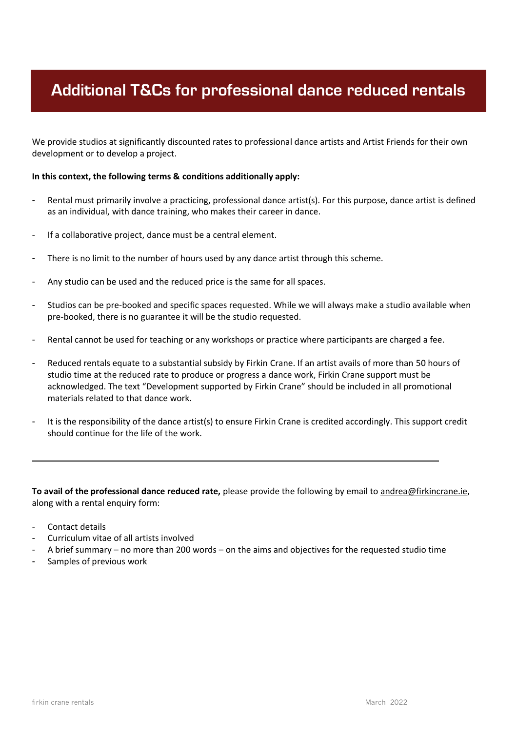# Additional T&Cs for professional dance reduced rentals

We provide studios at significantly discounted rates to professional dance artists and Artist Friends for their own development or to develop a project.

**In this context, the following terms & conditions additionally apply:**

- Rental must primarily involve a practicing, professional dance artist(s). For this purpose, dance artist is defined as an individual, with dance training, who makes their career in dance.
- If a collaborative project, dance must be a central element.
- There is no limit to the number of hours used by any dance artist through this scheme.
- Any studio can be used and the reduced price is the same for all spaces.
- Studios can be pre-booked and specific spaces requested. While we will always make a studio available when pre-booked, there is no guarantee it will be the studio requested.
- Rental cannot be used for teaching or any workshops or practice where participants are charged a fee.
- Reduced rentals equate to a substantial subsidy by Firkin Crane. If an artist avails of more than 50 hours of studio time at the reduced rate to produce or progress a dance work, Firkin Crane support must be acknowledged. The text "Development supported by Firkin Crane" should be included in all promotional materials related to that dance work.
- It is the responsibility of the dance artist(s) to ensure Firkin Crane is credited accordingly. This support credit should continue for the life of the work.

---

**To avail of the professional dance reduced rate,** please provide the following by email to andrea@firkincrane.ie, along with a rental enquiry form:

- Contact details
- Curriculum vitae of all artists involved
- A brief summary – no more than 200 words – on the aims and objectives for the requested studio time
- Samples of previous work